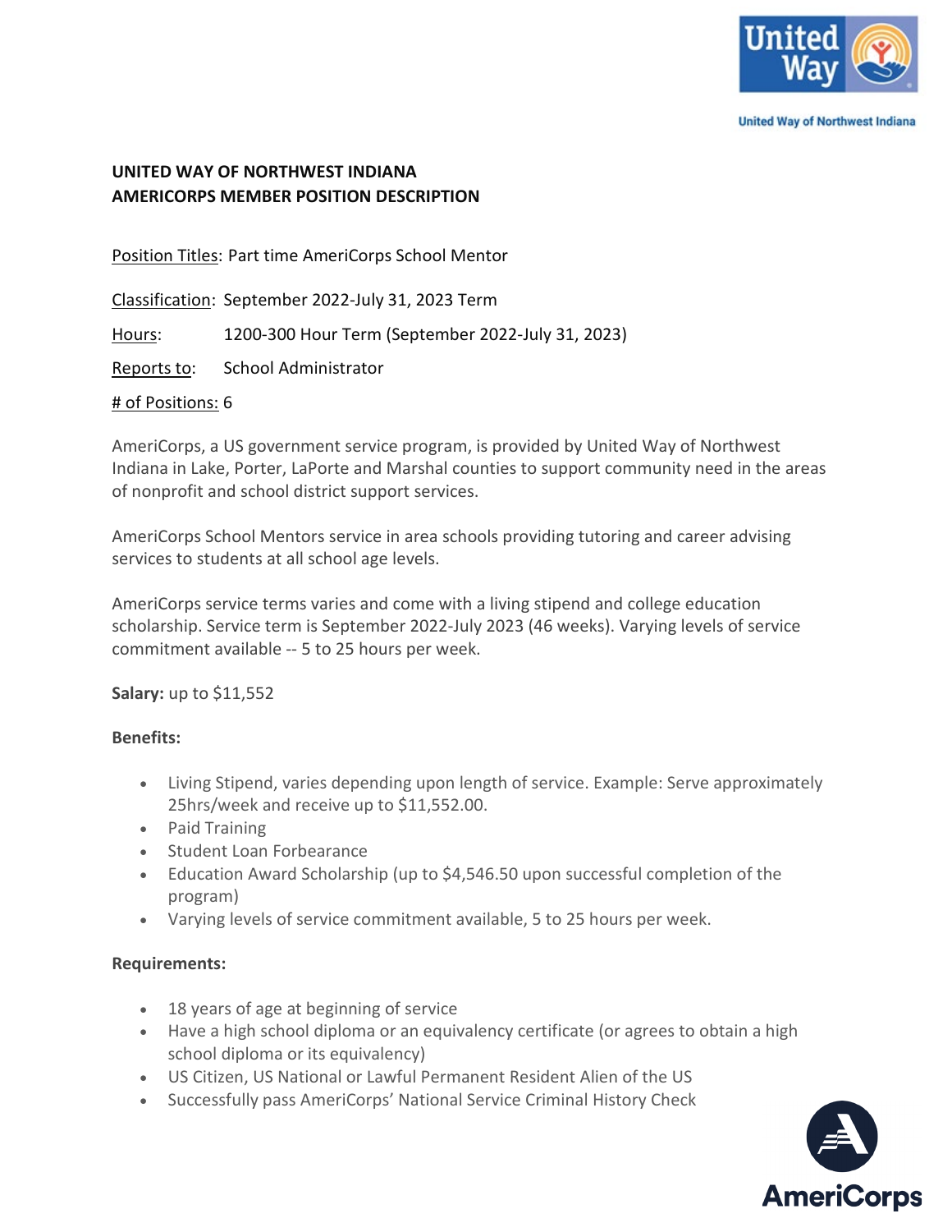United Way of Northwest Indiana

**UNITED WAY OF NORTHWEST INDIANA**
**AMERICORPS MEMBER POSITION DESCRIPTION**

Position Titles: Part time AmeriCorps School Mentor

Classification: September 2022-July 31, 2023 Term

Hours: 1200-300 Hour Term (September 2022-July 31, 2023)

Reports to: School Administrator

\# of Positions: 6

AmeriCorps, a US government service program, is provided by United Way of Northwest Indiana in Lake, Porter, LaPorte and Marshal counties to support community need in the areas of nonprofit and school district support services.

AmeriCorps School Mentors service in area schools providing tutoring and career advising services to students at all school age levels.

AmeriCorps service terms varies and come with a living stipend and college education scholarship. Service term is September 2022-July 2023 (46 weeks). Varying levels of service commitment available -- 5 to 25 hours per week.

**Salary:** up to $11,552

**Benefits:**

- Living Stipend, varies depending upon length of service. Example: Serve approximately 25hrs/week and receive up to $11,552.00.
- Paid Training
- Student Loan Forbearance
- Education Award Scholarship (up to $4,546.50 upon successful completion of the program)
- Varying levels of service commitment available, 5 to 25 hours per week.

**Requirements:**

- 18 years of age at beginning of service
- Have a high school diploma or an equivalency certificate (or agrees to obtain a high school diploma or its equivalency)
- US Citizen, US National or Lawful Permanent Resident Alien of the US
- Successfully pass AmeriCorps' National Service Criminal History Check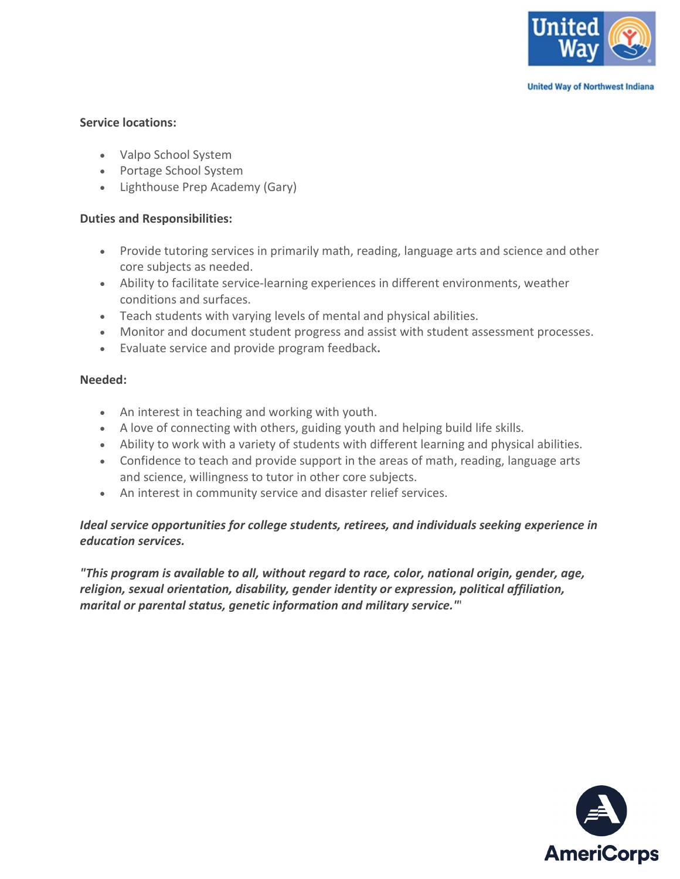**Service locations:**

- Valpo School System
- Portage School System
- Lighthouse Prep Academy (Gary)

**Duties and Responsibilities:**

- Provide tutoring services in primarily math, reading, language arts and science and other core subjects as needed.
- Ability to facilitate service-learning experiences in different environments, weather conditions and surfaces.
- Teach students with varying levels of mental and physical abilities.
- Monitor and document student progress and assist with student assessment processes.
- Evaluate service and provide program feedback**.**

**Needed:**

- An interest in teaching and working with youth.
- A love of connecting with others, guiding youth and helping build life skills.
- Ability to work with a variety of students with different learning and physical abilities.
- Confidence to teach and provide support in the areas of math, reading, language arts and science, willingness to tutor in other core subjects.
- An interest in community service and disaster relief services.

***Ideal service opportunities for college students, retirees, and individuals seeking experience in education services.***

***"This program is available to all, without regard to race, color, national origin, gender, age, religion, sexual orientation, disability, gender identity or expression, political affiliation, marital or parental status, genetic information and military service."***